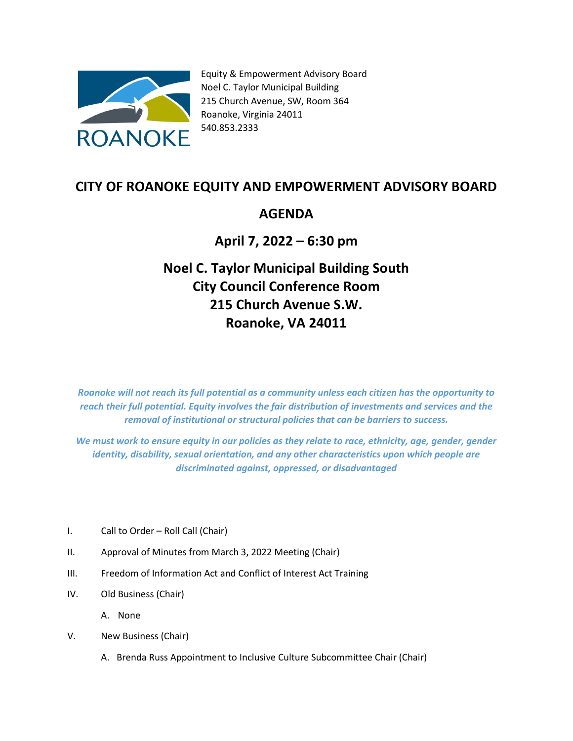Equity & Empowerment Advisory Board
Noel C. Taylor Municipal Building
215 Church Avenue, SW, Room 364
Roanoke, Virginia 24011
540.853.2333

# CITY OF ROANOKE EQUITY AND EMPOWERMENT ADVISORY BOARD

## AGENDA

## April 7, 2022 – 6:30 pm

## Noel C. Taylor Municipal Building South
## City Council Conference Room
## 215 Church Avenue S.W.
## Roanoke, VA 24011

***Roanoke will not reach its full potential as a community unless each citizen has the opportunity to reach their full potential. Equity involves the fair distribution of investments and services and the removal of institutional or structural policies that can be barriers to success.***

***We must work to ensure equity in our policies as they relate to race, ethnicity, age, gender, gender identity, disability, sexual orientation, and any other characteristics upon which people are discriminated against, oppressed, or disadvantaged***

I. Call to Order – Roll Call (Chair)

II. Approval of Minutes from March 3, 2022 Meeting (Chair)

III. Freedom of Information Act and Conflict of Interest Act Training

IV. Old Business (Chair)

   A. None

V. New Business (Chair)

   A. Brenda Russ Appointment to Inclusive Culture Subcommittee Chair (Chair)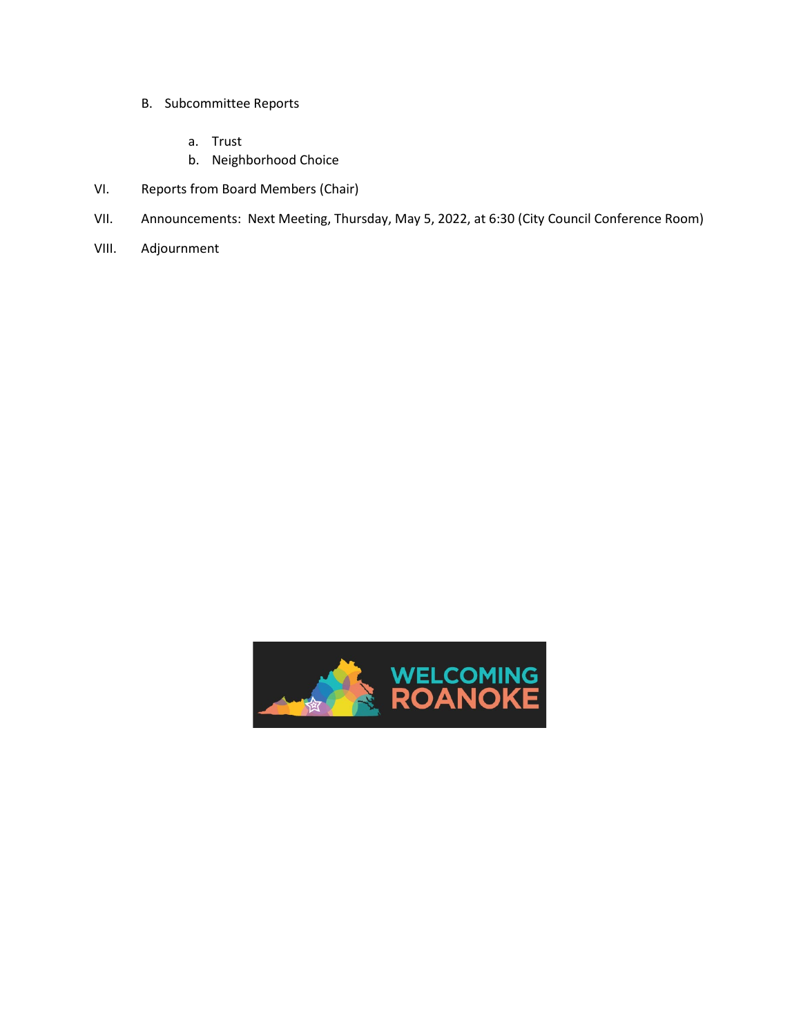B. Subcommittee Reports

   a. Trust
   b. Neighborhood Choice

VI. Reports from Board Members (Chair)

VII. Announcements: Next Meeting, Thursday, May 5, 2022, at 6:30 (City Council Conference Room)

VIII. Adjournment